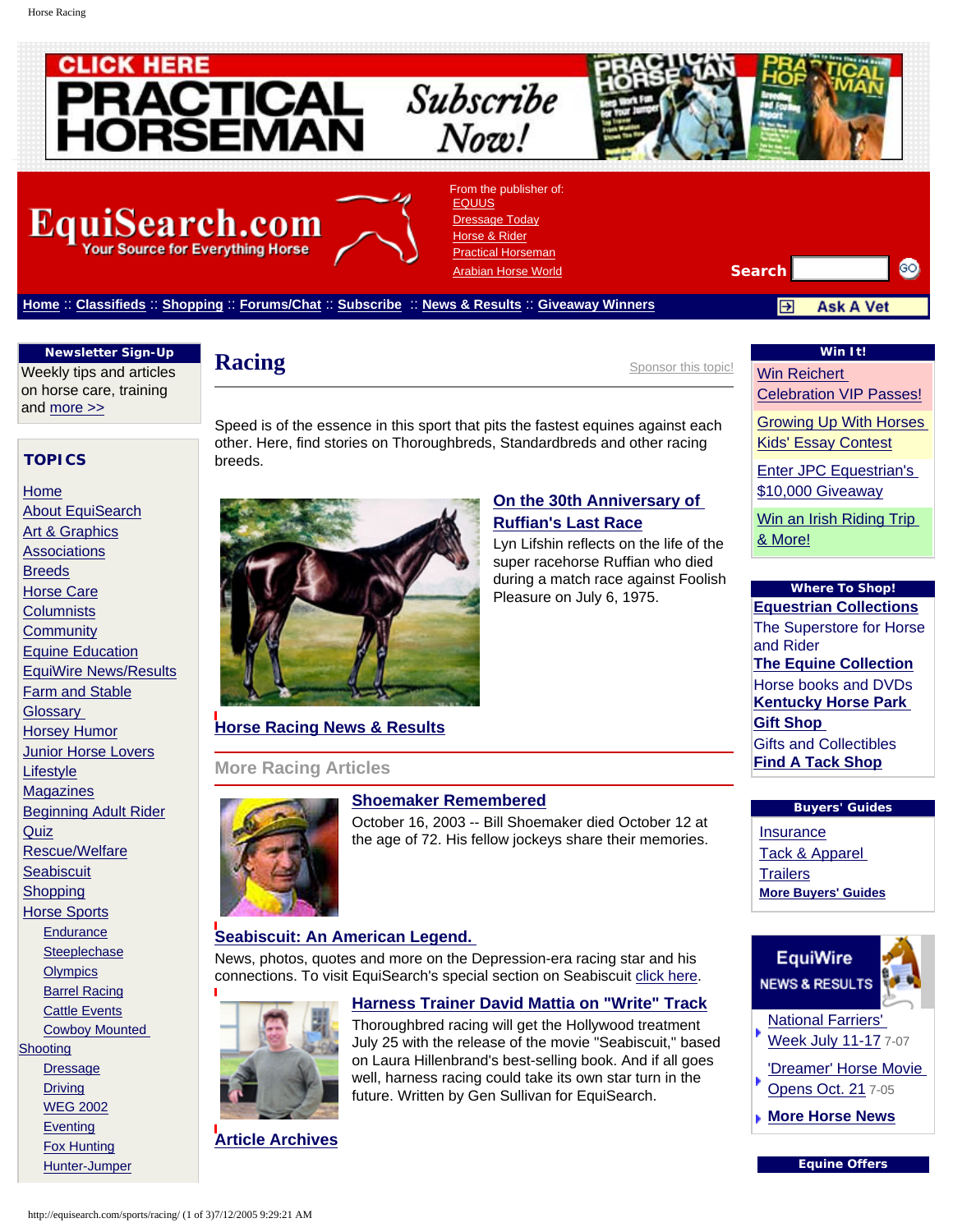CLICK HERE PRACTICAL HORSEMAN Subscribe Now!

EquiSearch.com
Your Source for Everything Horse

From the publisher of:
EQUUS
Dressage Today
Horse & Rider
Practical Horseman
Arabian Horse World

Search

Home :: Classifieds :: Shopping :: Forums/Chat :: Subscribe :: News & Results :: Giveaway Winners

Ask A Vet

**Newsletter Sign-Up**

Weekly tips and articles on horse care, training and more >>

**TOPICS**

- Home
- About EquiSearch
- Art & Graphics
- Associations
- Breeds
- Horse Care
- Columnists
- Community
- Equine Education
- EquiWire News/Results
- Farm and Stable
- Glossary
- Horsey Humor
- Junior Horse Lovers
- Lifestyle
- Magazines
- Beginning Adult Rider
- Quiz
- Rescue/Welfare
- Seabiscuit
- Shopping
- Horse Sports
  - Endurance
  - Steeplechase
  - Olympics
  - Barrel Racing
  - Cattle Events
  - Cowboy Mounted Shooting
  - Dressage
  - Driving
  - WEG 2002
  - Eventing
  - Fox Hunting
  - Hunter-Jumper

# Racing

Sponsor this topic!

Speed is of the essence in this sport that pits the fastest equines against each other. Here, find stories on Thoroughbreds, Standardbreds and other racing breeds.

### On the 30th Anniversary of Ruffian's Last Race

Lyn Lifshin reflects on the life of the super racehorse Ruffian who died during a match race against Foolish Pleasure on July 6, 1975.

### Horse Racing News & Results

## More Racing Articles

### Shoemaker Remembered

October 16, 2003 -- Bill Shoemaker died October 12 at the age of 72. His fellow jockeys share their memories.

### Seabiscuit: An American Legend.

News, photos, quotes and more on the Depression-era racing star and his connections. To visit EquiSearch's special section on Seabiscuit click here.

### Harness Trainer David Mattia on "Write" Track

Thoroughbred racing will get the Hollywood treatment July 25 with the release of the movie "Seabiscuit," based on Laura Hillenbrand's best-selling book. And if all goes well, harness racing could take its own star turn in the future. Written by Gen Sullivan for EquiSearch.

### Article Archives

**Win It!**

- Win Reichert Celebration VIP Passes!
- Growing Up With Horses Kids' Essay Contest
- Enter JPC Equestrian's $10,000 Giveaway
- Win an Irish Riding Trip & More!

**Where To Shop!**

**Equestrian Collections**
The Superstore for Horse and Rider
**The Equine Collection**
Horse books and DVDs
**Kentucky Horse Park Gift Shop**
Gifts and Collectibles
**Find A Tack Shop**

**Buyers' Guides**

- Insurance
- Tack & Apparel
- Trailers
- More Buyers' Guides

**EquiWire NEWS & RESULTS**

- National Farriers' Week July 11-17 7-07
- 'Dreamer' Horse Movie Opens Oct. 21 7-05
- More Horse News

**Equine Offers**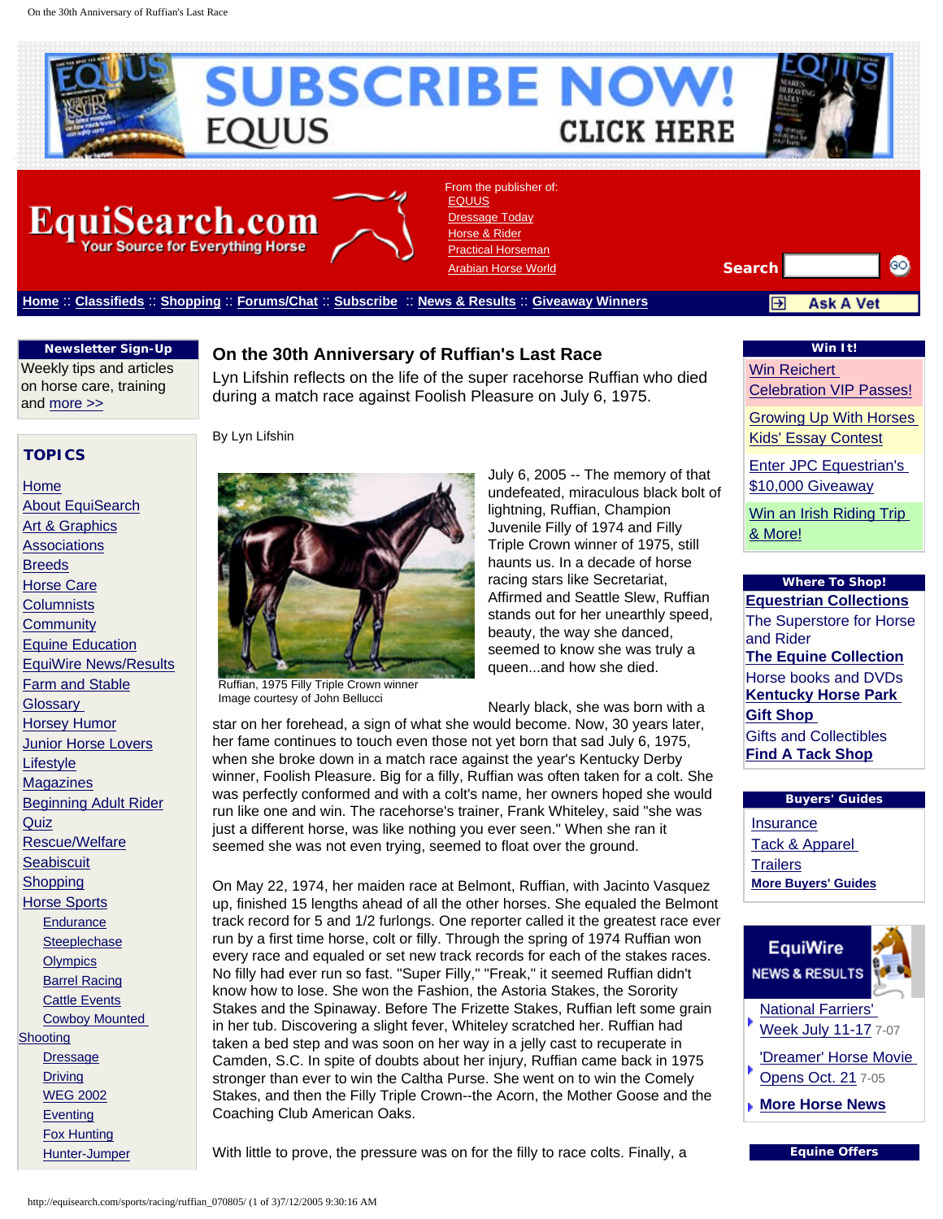# On the 30th Anniversary of Ruffian's Last Race

Lyn Lifshin reflects on the life of the super racehorse Ruffian who died during a match race against Foolish Pleasure on July 6, 1975.

By Lyn Lifshin

Ruffian, 1975 Filly Triple Crown winner
Image courtesy of John Bellucci

July 6, 2005 -- The memory of that undefeated, miraculous black bolt of lightning, Ruffian, Champion Juvenile Filly of 1974 and Filly Triple Crown winner of 1975, still haunts us. In a decade of horse racing stars like Secretariat, Affirmed and Seattle Slew, Ruffian stands out for her unearthly speed, beauty, the way she danced, seemed to know she was truly a queen...and how she died.

Nearly black, she was born with a star on her forehead, a sign of what she would become. Now, 30 years later, her fame continues to touch even those not yet born that sad July 6, 1975, when she broke down in a match race against the year's Kentucky Derby winner, Foolish Pleasure. Big for a filly, Ruffian was often taken for a colt. She was perfectly conformed and with a colt's name, her owners hoped she would run like one and win. The racehorse's trainer, Frank Whiteley, said "she was just a different horse, was like nothing you ever seen." When she ran it seemed she was not even trying, seemed to float over the ground.

On May 22, 1974, her maiden race at Belmont, Ruffian, with Jacinto Vasquez up, finished 15 lengths ahead of all the other horses. She equaled the Belmont track record for 5 and 1/2 furlongs. One reporter called it the greatest race ever run by a first time horse, colt or filly. Through the spring of 1974 Ruffian won every race and equaled or set new track records for each of the stakes races. No filly had ever run so fast. "Super Filly," "Freak," it seemed Ruffian didn't know how to lose. She won the Fashion, the Astoria Stakes, the Sorority Stakes and the Spinaway. Before The Frizette Stakes, Ruffian left some grain in her tub. Discovering a slight fever, Whiteley scratched her. Ruffian had taken a bed step and was soon on her way in a jelly cast to recuperate in Camden, S.C. In spite of doubts about her injury, Ruffian came back in 1975 stronger than ever to win the Caltha Purse. She went on to win the Comely Stakes, and then the Filly Triple Crown--the Acorn, the Mother Goose and the Coaching Club American Oaks.

With little to prove, the pressure was on for the filly to race colts. Finally, a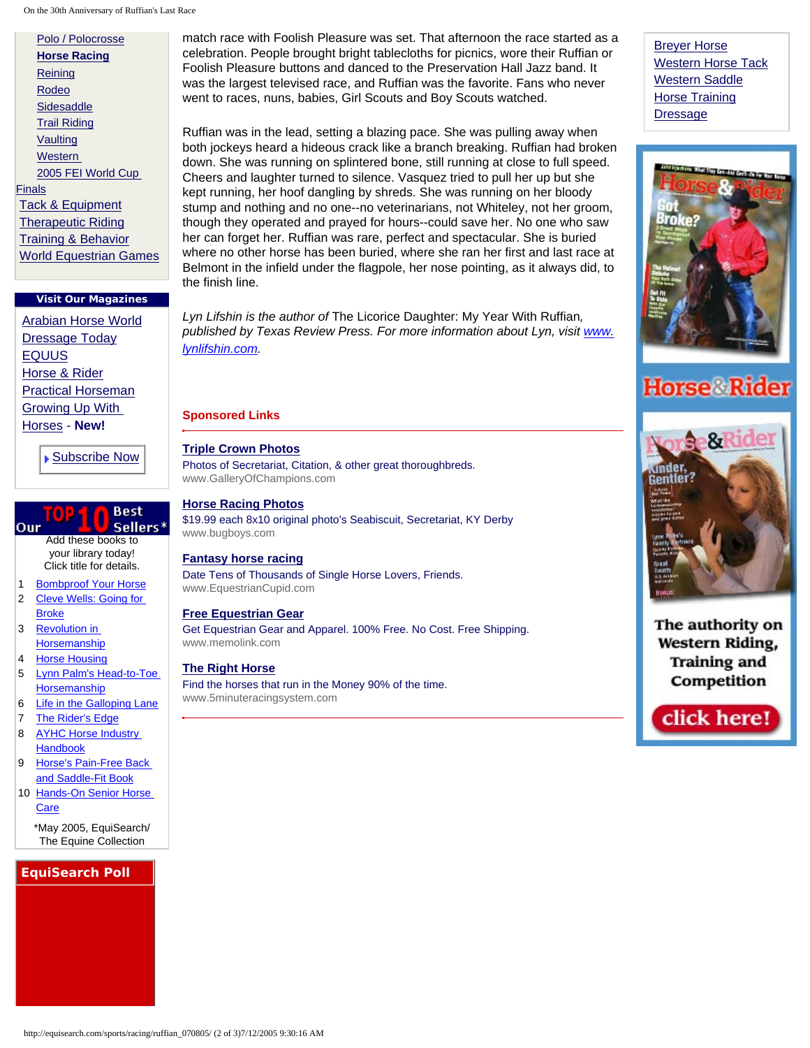- Polo / Polocrosse
- **Horse Racing**
- Reining
- Rodeo
- Sidesaddle
- Trail Riding
- Vaulting
- Western
- 2005 FEI World Cup Finals
- Tack & Equipment
- Therapeutic Riding
- Training & Behavior
- World Equestrian Games

**Visit Our Magazines**

- Arabian Horse World
- Dressage Today
- EQUUS
- Horse & Rider
- Practical Horseman
- Growing Up With Horses - **New!**

Subscribe Now

**Our TOP 10 Best Sellers***

Add these books to your library today!
Click title for details.

1. Bombproof Your Horse
2. Cleve Wells: Going for Broke
3. Revolution in Horsemanship
4. Horse Housing
5. Lynn Palm's Head-to-Toe Horsemanship
6. Life in the Galloping Lane
7. The Rider's Edge
8. AYHC Horse Industry Handbook
9. Horse's Pain-Free Back and Saddle-Fit Book
10. Hands-On Senior Horse Care

*May 2005, EquiSearch/ The Equine Collection

**EquiSearch Poll**

match race with Foolish Pleasure was set. That afternoon the race started as a celebration. People brought bright tablecloths for picnics, wore their Ruffian or Foolish Pleasure buttons and danced to the Preservation Hall Jazz band. It was the largest televised race, and Ruffian was the favorite. Fans who never went to races, nuns, babies, Girl Scouts and Boy Scouts watched.

Ruffian was in the lead, setting a blazing pace. She was pulling away when both jockeys heard a hideous crack like a branch breaking. Ruffian had broken down. She was running on splintered bone, still running at close to full speed. Cheers and laughter turned to silence. Vasquez tried to pull her up but she kept running, her hoof dangling by shreds. She was running on her bloody stump and nothing and no one--no veterinarians, not Whiteley, not her groom, though they operated and prayed for hours--could save her. No one who saw her can forget her. Ruffian was rare, perfect and spectacular. She is buried where no other horse has been buried, where she ran her first and last race at Belmont in the infield under the flagpole, her nose pointing, as it always did, to the finish line.

*Lyn Lifshin is the author of* The Licorice Daughter: My Year With Ruffian*, published by Texas Review Press. For more information about Lyn, visit www.lynlifshin.com.*

**Sponsored Links**

**Triple Crown Photos**
Photos of Secretariat, Citation, & other great thoroughbreds.
www.GalleryOfChampions.com

**Horse Racing Photos**
$19.99 each 8x10 original photo's Seabiscuit, Secretariat, KY Derby
www.bugboys.com

**Fantasy horse racing**
Date Tens of Thousands of Single Horse Lovers, Friends.
www.EquestrianCupid.com

**Free Equestrian Gear**
Get Equestrian Gear and Apparel. 100% Free. No Cost. Free Shipping.
www.memolink.com

**The Right Horse**
Find the horses that run in the Money 90% of the time.
www.5minuteracingsystem.com

- Breyer Horse
- Western Horse Tack
- Western Saddle
- Horse Training
- Dressage

Horse&Rider

The authority on Western Riding, Training and Competition

click here!